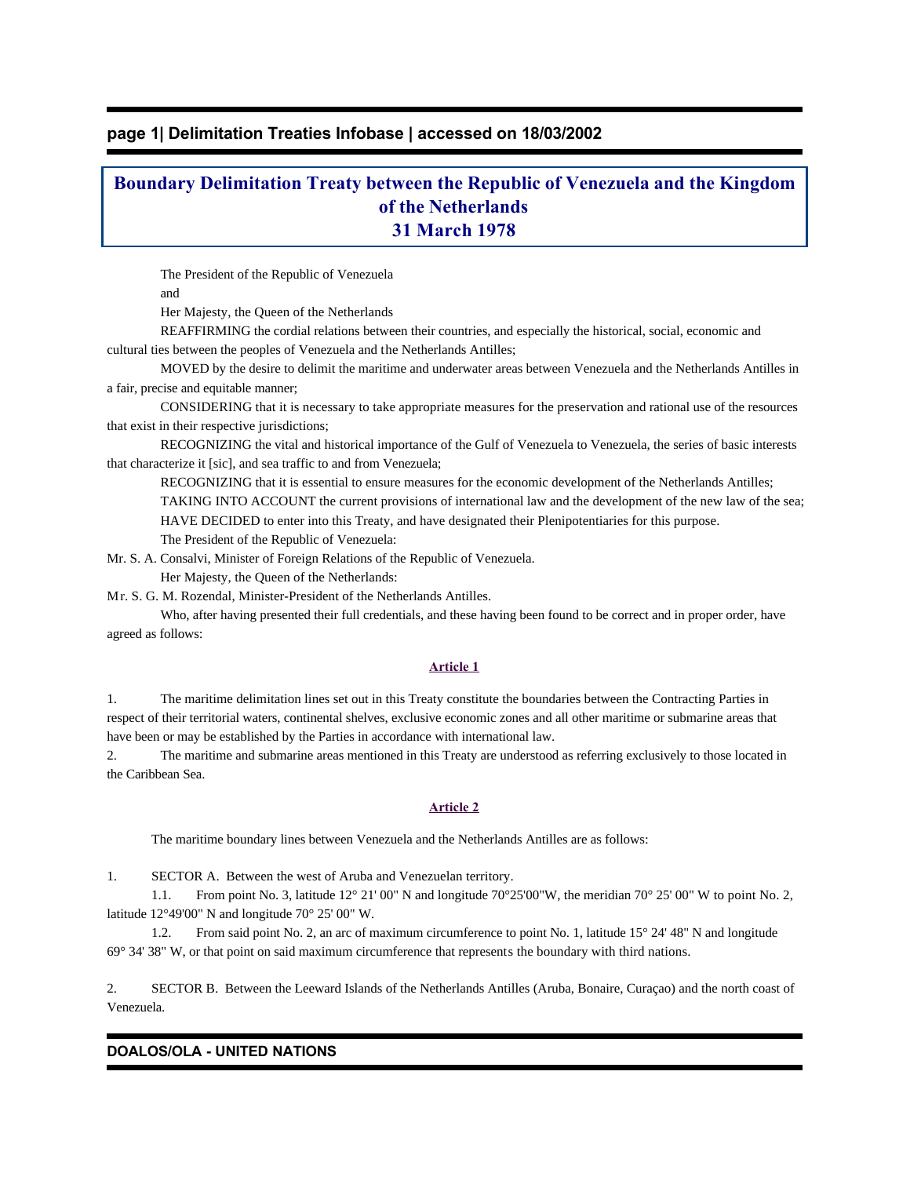# Boundary Delimitation Treaty between the Republic of Venezuela and the Kingdom of the Netherlands
## 31 March 1978

The President of the Republic of Venezuela

and

Her Majesty, the Queen of the Netherlands

REAFFIRMING the cordial relations between their countries, and especially the historical, social, economic and cultural ties between the peoples of Venezuela and the Netherlands Antilles;

MOVED by the desire to delimit the maritime and underwater areas between Venezuela and the Netherlands Antilles in a fair, precise and equitable manner;

CONSIDERING that it is necessary to take appropriate measures for the preservation and rational use of the resources that exist in their respective jurisdictions;

RECOGNIZING the vital and historical importance of the Gulf of Venezuela to Venezuela, the series of basic interests that characterize it [sic], and sea traffic to and from Venezuela;

RECOGNIZING that it is essential to ensure measures for the economic development of the Netherlands Antilles;

TAKING INTO ACCOUNT the current provisions of international law and the development of the new law of the sea;

HAVE DECIDED to enter into this Treaty, and have designated their Plenipotentiaries for this purpose.

The President of the Republic of Venezuela:

Mr. S. A. Consalvi, Minister of Foreign Relations of the Republic of Venezuela.

Her Majesty, the Queen of the Netherlands:

Mr. S. G. M. Rozendal, Minister-President of the Netherlands Antilles.

Who, after having presented their full credentials, and these having been found to be correct and in proper order, have agreed as follows:

### Article 1

1. The maritime delimitation lines set out in this Treaty constitute the boundaries between the Contracting Parties in respect of their territorial waters, continental shelves, exclusive economic zones and all other maritime or submarine areas that have been or may be established by the Parties in accordance with international law.

2. The maritime and submarine areas mentioned in this Treaty are understood as referring exclusively to those located in the Caribbean Sea.

### Article 2

The maritime boundary lines between Venezuela and the Netherlands Antilles are as follows:

1. SECTOR A. Between the west of Aruba and Venezuelan territory.

   1.1. From point No. 3, latitude 12° 21' 00" N and longitude 70°25'00"W, the meridian 70° 25' 00" W to point No. 2, latitude 12°49'00" N and longitude 70° 25' 00" W.

   1.2. From said point No. 2, an arc of maximum circumference to point No. 1, latitude 15° 24' 48" N and longitude 69° 34' 38" W, or that point on said maximum circumference that represents the boundary with third nations.

2. SECTOR B. Between the Leeward Islands of the Netherlands Antilles (Aruba, Bonaire, Curaçao) and the north coast of Venezuela.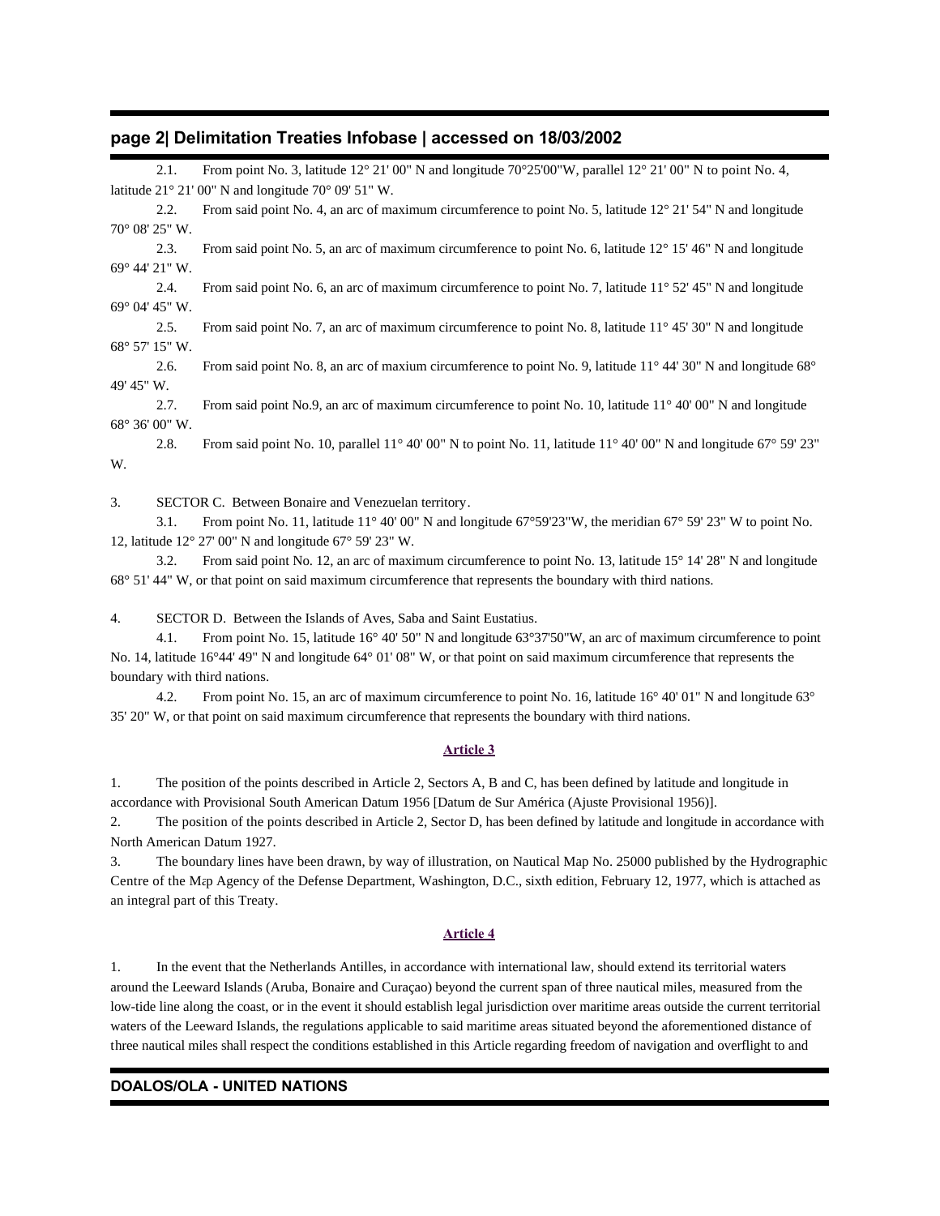2.1. From point No. 3, latitude 12° 21' 00" N and longitude 70°25'00"W, parallel 12° 21' 00" N to point No. 4, latitude 21° 21' 00" N and longitude 70° 09' 51" W.

2.2. From said point No. 4, an arc of maximum circumference to point No. 5, latitude 12° 21' 54" N and longitude 70° 08' 25" W.

2.3. From said point No. 5, an arc of maximum circumference to point No. 6, latitude 12° 15' 46" N and longitude 69° 44' 21" W.

2.4. From said point No. 6, an arc of maximum circumference to point No. 7, latitude 11° 52' 45" N and longitude 69° 04' 45" W.

2.5. From said point No. 7, an arc of maximum circumference to point No. 8, latitude 11° 45' 30" N and longitude 68° 57' 15" W.

2.6. From said point No. 8, an arc of maxium circumference to point No. 9, latitude 11° 44' 30" N and longitude 68° 49' 45" W.

2.7. From said point No.9, an arc of maximum circumference to point No. 10, latitude 11° 40' 00" N and longitude 68° 36' 00" W.

2.8. From said point No. 10, parallel 11° 40' 00" N to point No. 11, latitude 11° 40' 00" N and longitude 67° 59' 23" W.

3. SECTOR C. Between Bonaire and Venezuelan territory.

3.1. From point No. 11, latitude 11° 40' 00" N and longitude 67°59'23"W, the meridian 67° 59' 23" W to point No. 12, latitude 12° 27' 00" N and longitude 67° 59' 23" W.

3.2. From said point No. 12, an arc of maximum circumference to point No. 13, latitude 15° 14' 28" N and longitude 68° 51' 44" W, or that point on said maximum circumference that represents the boundary with third nations.

4. SECTOR D. Between the Islands of Aves, Saba and Saint Eustatius.

4.1. From point No. 15, latitude 16° 40' 50" N and longitude 63°37'50"W, an arc of maximum circumference to point No. 14, latitude 16°44' 49" N and longitude 64° 01' 08" W, or that point on said maximum circumference that represents the boundary with third nations.

4.2. From point No. 15, an arc of maximum circumference to point No. 16, latitude 16° 40' 01" N and longitude 63° 35' 20" W, or that point on said maximum circumference that represents the boundary with third nations.

### Article 3

1. The position of the points described in Article 2, Sectors A, B and C, has been defined by latitude and longitude in accordance with Provisional South American Datum 1956 [Datum de Sur América (Ajuste Provisional 1956)].

2. The position of the points described in Article 2, Sector D, has been defined by latitude and longitude in accordance with North American Datum 1927.

3. The boundary lines have been drawn, by way of illustration, on Nautical Map No. 25000 published by the Hydrographic Centre of the Map Agency of the Defense Department, Washington, D.C., sixth edition, February 12, 1977, which is attached as an integral part of this Treaty.

### Article 4

1. In the event that the Netherlands Antilles, in accordance with international law, should extend its territorial waters around the Leeward Islands (Aruba, Bonaire and Curaçao) beyond the current span of three nautical miles, measured from the low-tide line along the coast, or in the event it should establish legal jurisdiction over maritime areas outside the current territorial waters of the Leeward Islands, the regulations applicable to said maritime areas situated beyond the aforementioned distance of three nautical miles shall respect the conditions established in this Article regarding freedom of navigation and overflight to and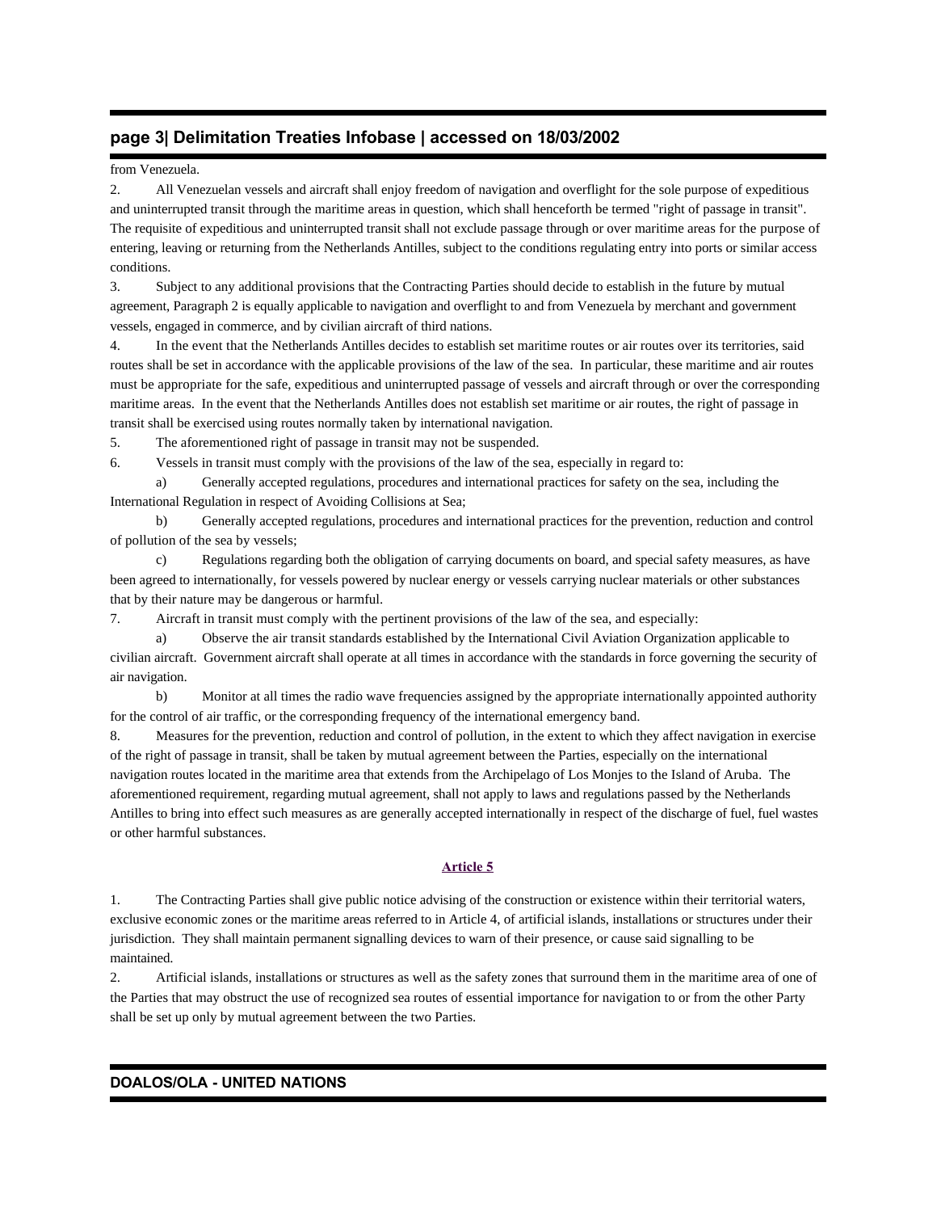from Venezuela.

2. All Venezuelan vessels and aircraft shall enjoy freedom of navigation and overflight for the sole purpose of expeditious and uninterrupted transit through the maritime areas in question, which shall henceforth be termed "right of passage in transit". The requisite of expeditious and uninterrupted transit shall not exclude passage through or over maritime areas for the purpose of entering, leaving or returning from the Netherlands Antilles, subject to the conditions regulating entry into ports or similar access conditions.

3. Subject to any additional provisions that the Contracting Parties should decide to establish in the future by mutual agreement, Paragraph 2 is equally applicable to navigation and overflight to and from Venezuela by merchant and government vessels, engaged in commerce, and by civilian aircraft of third nations.

4. In the event that the Netherlands Antilles decides to establish set maritime routes or air routes over its territories, said routes shall be set in accordance with the applicable provisions of the law of the sea. In particular, these maritime and air routes must be appropriate for the safe, expeditious and uninterrupted passage of vessels and aircraft through or over the corresponding maritime areas. In the event that the Netherlands Antilles does not establish set maritime or air routes, the right of passage in transit shall be exercised using routes normally taken by international navigation.

5. The aforementioned right of passage in transit may not be suspended.

6. Vessels in transit must comply with the provisions of the law of the sea, especially in regard to:

a) Generally accepted regulations, procedures and international practices for safety on the sea, including the International Regulation in respect of Avoiding Collisions at Sea;

b) Generally accepted regulations, procedures and international practices for the prevention, reduction and control of pollution of the sea by vessels;

c) Regulations regarding both the obligation of carrying documents on board, and special safety measures, as have been agreed to internationally, for vessels powered by nuclear energy or vessels carrying nuclear materials or other substances that by their nature may be dangerous or harmful.

7. Aircraft in transit must comply with the pertinent provisions of the law of the sea, and especially:

a) Observe the air transit standards established by the International Civil Aviation Organization applicable to civilian aircraft. Government aircraft shall operate at all times in accordance with the standards in force governing the security of air navigation.

b) Monitor at all times the radio wave frequencies assigned by the appropriate internationally appointed authority for the control of air traffic, or the corresponding frequency of the international emergency band.

8. Measures for the prevention, reduction and control of pollution, in the extent to which they affect navigation in exercise of the right of passage in transit, shall be taken by mutual agreement between the Parties, especially on the international navigation routes located in the maritime area that extends from the Archipelago of Los Monjes to the Island of Aruba. The aforementioned requirement, regarding mutual agreement, shall not apply to laws and regulations passed by the Netherlands Antilles to bring into effect such measures as are generally accepted internationally in respect of the discharge of fuel, fuel wastes or other harmful substances.

## Article 5

1. The Contracting Parties shall give public notice advising of the construction or existence within their territorial waters, exclusive economic zones or the maritime areas referred to in Article 4, of artificial islands, installations or structures under their jurisdiction. They shall maintain permanent signalling devices to warn of their presence, or cause said signalling to be maintained.

2. Artificial islands, installations or structures as well as the safety zones that surround them in the maritime area of one of the Parties that may obstruct the use of recognized sea routes of essential importance for navigation to or from the other Party shall be set up only by mutual agreement between the two Parties.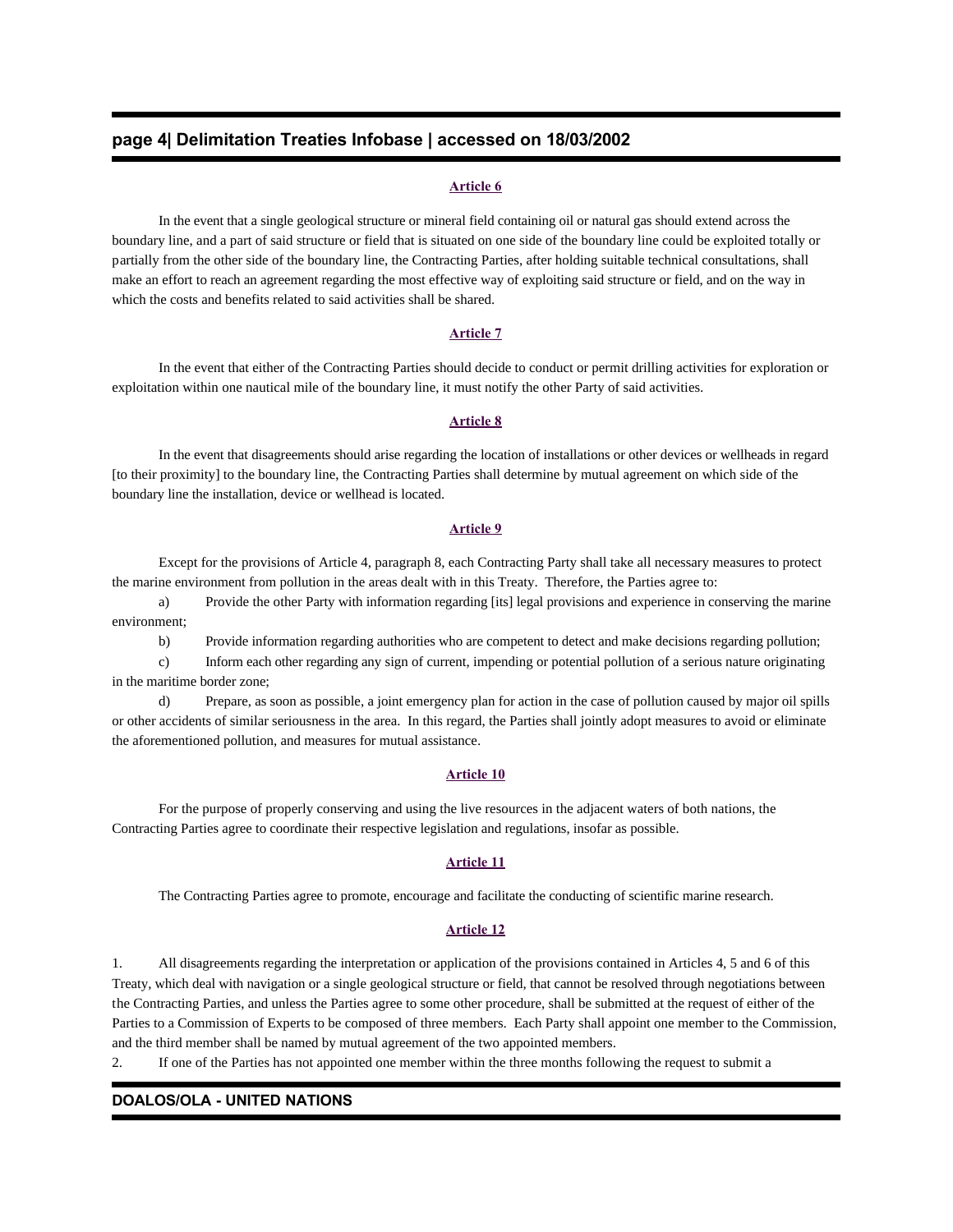### Article 6

In the event that a single geological structure or mineral field containing oil or natural gas should extend across the boundary line, and a part of said structure or field that is situated on one side of the boundary line could be exploited totally or partially from the other side of the boundary line, the Contracting Parties, after holding suitable technical consultations, shall make an effort to reach an agreement regarding the most effective way of exploiting said structure or field, and on the way in which the costs and benefits related to said activities shall be shared.

### Article 7

In the event that either of the Contracting Parties should decide to conduct or permit drilling activities for exploration or exploitation within one nautical mile of the boundary line, it must notify the other Party of said activities.

### Article 8

In the event that disagreements should arise regarding the location of installations or other devices or wellheads in regard [to their proximity] to the boundary line, the Contracting Parties shall determine by mutual agreement on which side of the boundary line the installation, device or wellhead is located.

### Article 9

Except for the provisions of Article 4, paragraph 8, each Contracting Party shall take all necessary measures to protect the marine environment from pollution in the areas dealt with in this Treaty. Therefore, the Parties agree to:

a) Provide the other Party with information regarding [its] legal provisions and experience in conserving the marine environment;

b) Provide information regarding authorities who are competent to detect and make decisions regarding pollution;

c) Inform each other regarding any sign of current, impending or potential pollution of a serious nature originating in the maritime border zone;

d) Prepare, as soon as possible, a joint emergency plan for action in the case of pollution caused by major oil spills or other accidents of similar seriousness in the area. In this regard, the Parties shall jointly adopt measures to avoid or eliminate the aforementioned pollution, and measures for mutual assistance.

### Article 10

For the purpose of properly conserving and using the live resources in the adjacent waters of both nations, the Contracting Parties agree to coordinate their respective legislation and regulations, insofar as possible.

### Article 11

The Contracting Parties agree to promote, encourage and facilitate the conducting of scientific marine research.

### Article 12

1. All disagreements regarding the interpretation or application of the provisions contained in Articles 4, 5 and 6 of this Treaty, which deal with navigation or a single geological structure or field, that cannot be resolved through negotiations between the Contracting Parties, and unless the Parties agree to some other procedure, shall be submitted at the request of either of the Parties to a Commission of Experts to be composed of three members. Each Party shall appoint one member to the Commission, and the third member shall be named by mutual agreement of the two appointed members.

2. If one of the Parties has not appointed one member within the three months following the request to submit a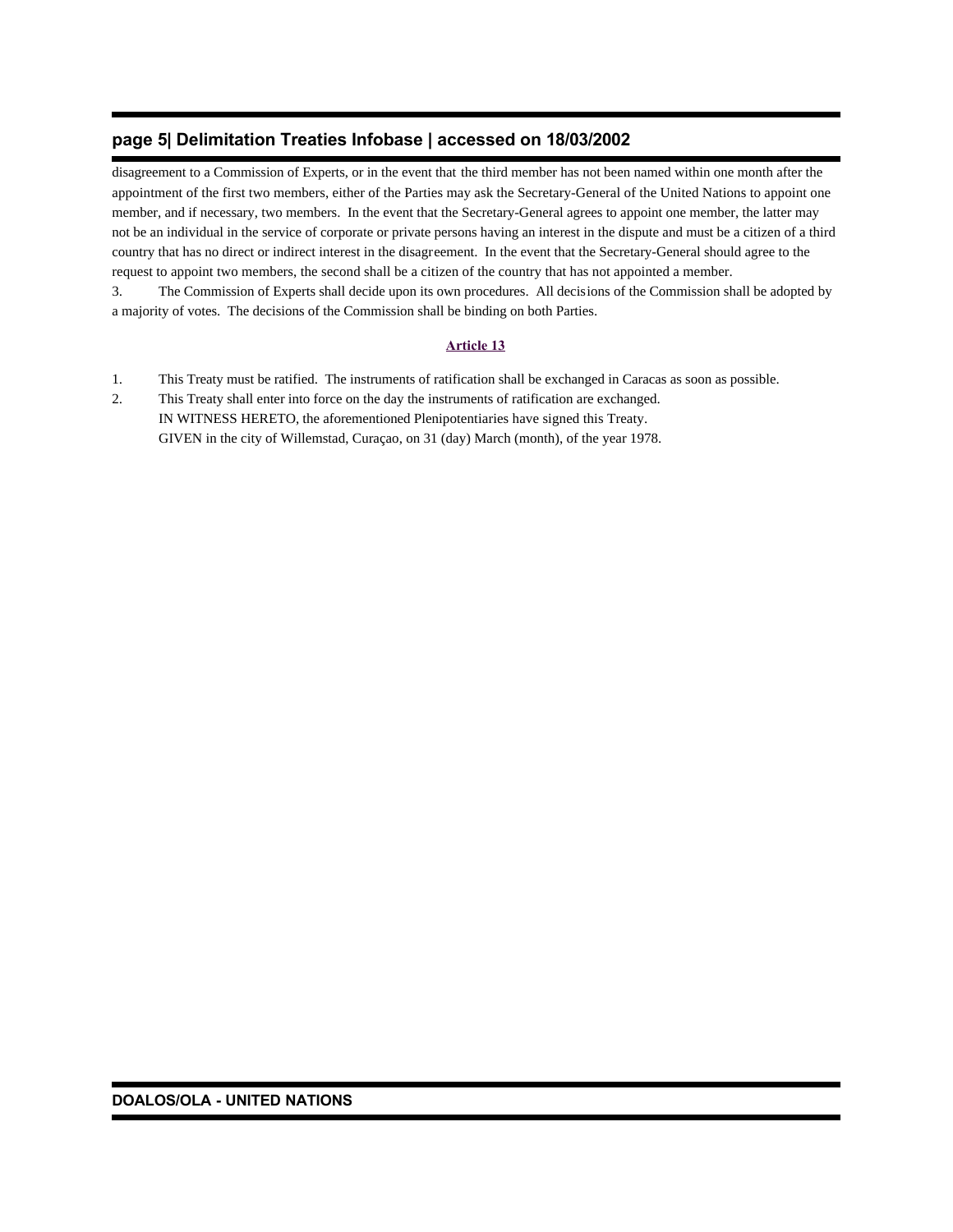disagreement to a Commission of Experts, or in the event that the third member has not been named within one month after the appointment of the first two members, either of the Parties may ask the Secretary-General of the United Nations to appoint one member, and if necessary, two members. In the event that the Secretary-General agrees to appoint one member, the latter may not be an individual in the service of corporate or private persons having an interest in the dispute and must be a citizen of a third country that has no direct or indirect interest in the disagreement. In the event that the Secretary-General should agree to the request to appoint two members, the second shall be a citizen of the country that has not appointed a member.

3. The Commission of Experts shall decide upon its own procedures. All decisions of the Commission shall be adopted by a majority of votes. The decisions of the Commission shall be binding on both Parties.

**Article 13**

1. This Treaty must be ratified. The instruments of ratification shall be exchanged in Caracas as soon as possible.
2. This Treaty shall enter into force on the day the instruments of ratification are exchanged.

IN WITNESS HERETO, the aforementioned Plenipotentiaries have signed this Treaty.

GIVEN in the city of Willemstad, Curaçao, on 31 (day) March (month), of the year 1978.